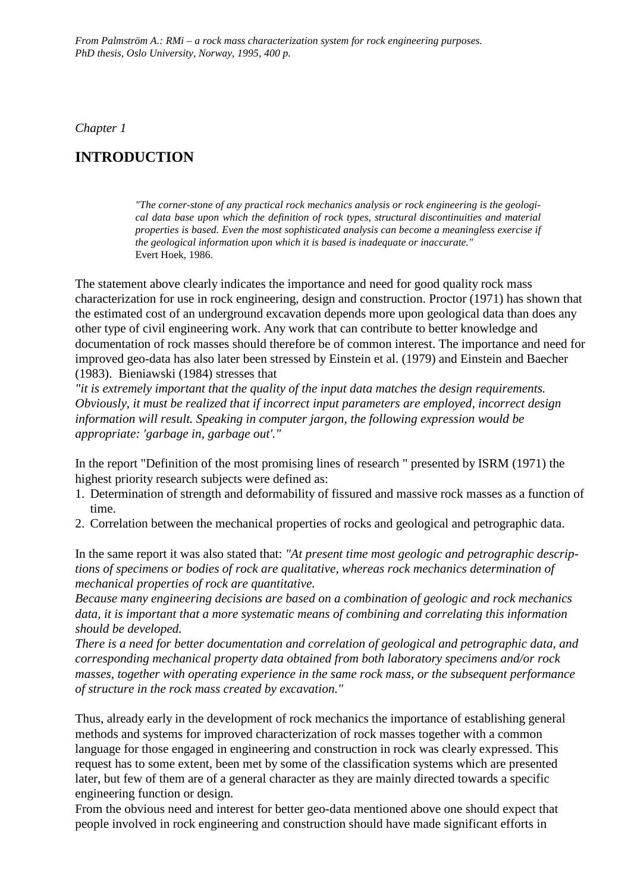*From Palmström A.: RMi – a rock mass characterization system for rock engineering purposes. PhD thesis, Oslo University, Norway, 1995, 400 p.*

*Chapter 1*

# INTRODUCTION

> *"The corner-stone of any practical rock mechanics analysis or rock engineering is the geological data base upon which the definition of rock types, structural discontinuities and material properties is based. Even the most sophisticated analysis can become a meaningless exercise if the geological information upon which it is based is inadequate or inaccurate."*
> Evert Hoek, 1986.

The statement above clearly indicates the importance and need for good quality rock mass characterization for use in rock engineering, design and construction. Proctor (1971) has shown that the estimated cost of an underground excavation depends more upon geological data than does any other type of civil engineering work. Any work that can contribute to better knowledge and documentation of rock masses should therefore be of common interest. The importance and need for improved geo-data has also later been stressed by Einstein et al. (1979) and Einstein and Baecher (1983). Bieniawski (1984) stresses that
*"it is extremely important that the quality of the input data matches the design requirements. Obviously, it must be realized that if incorrect input parameters are employed, incorrect design information will result. Speaking in computer jargon, the following expression would be appropriate: 'garbage in, garbage out'."*

In the report "Definition of the most promising lines of research " presented by ISRM (1971) the highest priority research subjects were defined as:

1. Determination of strength and deformability of fissured and massive rock masses as a function of time.
2. Correlation between the mechanical properties of rocks and geological and petrographic data.

In the same report it was also stated that: *"At present time most geologic and petrographic descriptions of specimens or bodies of rock are qualitative, whereas rock mechanics determination of mechanical properties of rock are quantitative.*
*Because many engineering decisions are based on a combination of geologic and rock mechanics data, it is important that a more systematic means of combining and correlating this information should be developed.*
*There is a need for better documentation and correlation of geological and petrographic data, and corresponding mechanical property data obtained from both laboratory specimens and/or rock masses, together with operating experience in the same rock mass, or the subsequent performance of structure in the rock mass created by excavation."*

Thus, already early in the development of rock mechanics the importance of establishing general methods and systems for improved characterization of rock masses together with a common language for those engaged in engineering and construction in rock was clearly expressed. This request has to some extent, been met by some of the classification systems which are presented later, but few of them are of a general character as they are mainly directed towards a specific engineering function or design.
From the obvious need and interest for better geo-data mentioned above one should expect that people involved in rock engineering and construction should have made significant efforts in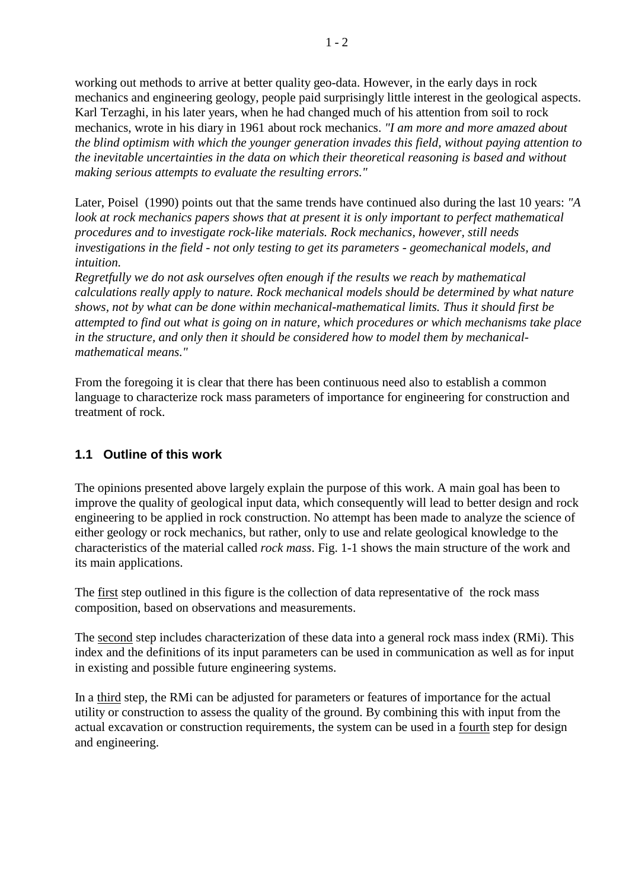working out methods to arrive at better quality geo-data. However, in the early days in rock mechanics and engineering geology, people paid surprisingly little interest in the geological aspects. Karl Terzaghi, in his later years, when he had changed much of his attention from soil to rock mechanics, wrote in his diary in 1961 about rock mechanics. *"I am more and more amazed about the blind optimism with which the younger generation invades this field, without paying attention to the inevitable uncertainties in the data on which their theoretical reasoning is based and without making serious attempts to evaluate the resulting errors."*

Later, Poisel (1990) points out that the same trends have continued also during the last 10 years: *"A look at rock mechanics papers shows that at present it is only important to perfect mathematical procedures and to investigate rock-like materials. Rock mechanics, however, still needs investigations in the field - not only testing to get its parameters - geomechanical models, and intuition.*
*Regretfully we do not ask ourselves often enough if the results we reach by mathematical calculations really apply to nature. Rock mechanical models should be determined by what nature shows, not by what can be done within mechanical-mathematical limits. Thus it should first be attempted to find out what is going on in nature, which procedures or which mechanisms take place in the structure, and only then it should be considered how to model them by mechanical-mathematical means."*

From the foregoing it is clear that there has been continuous need also to establish a common language to characterize rock mass parameters of importance for engineering for construction and treatment of rock.

## 1.1 Outline of this work

The opinions presented above largely explain the purpose of this work. A main goal has been to improve the quality of geological input data, which consequently will lead to better design and rock engineering to be applied in rock construction. No attempt has been made to analyze the science of either geology or rock mechanics, but rather, only to use and relate geological knowledge to the characteristics of the material called *rock mass*. Fig. 1-1 shows the main structure of the work and its main applications.

The first step outlined in this figure is the collection of data representative of the rock mass composition, based on observations and measurements.

The second step includes characterization of these data into a general rock mass index (RMi). This index and the definitions of its input parameters can be used in communication as well as for input in existing and possible future engineering systems.

In a third step, the RMi can be adjusted for parameters or features of importance for the actual utility or construction to assess the quality of the ground. By combining this with input from the actual excavation or construction requirements, the system can be used in a fourth step for design and engineering.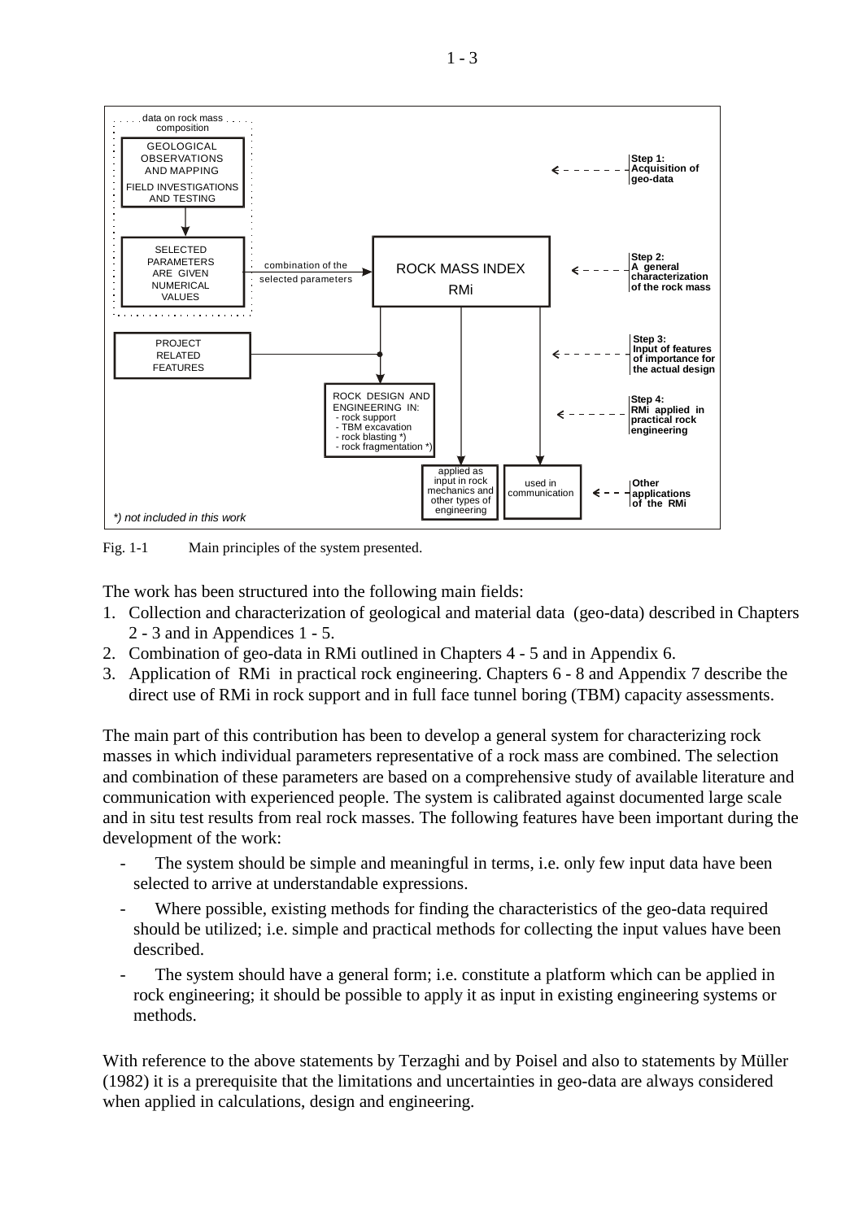Fig. 1-1 Main principles of the system presented.

The work has been structured into the following main fields:

1. Collection and characterization of geological and material data (geo-data) described in Chapters 2 - 3 and in Appendices 1 - 5.
2. Combination of geo-data in RMi outlined in Chapters 4 - 5 and in Appendix 6.
3. Application of RMi in practical rock engineering. Chapters 6 - 8 and Appendix 7 describe the direct use of RMi in rock support and in full face tunnel boring (TBM) capacity assessments.

The main part of this contribution has been to develop a general system for characterizing rock masses in which individual parameters representative of a rock mass are combined. The selection and combination of these parameters are based on a comprehensive study of available literature and communication with experienced people. The system is calibrated against documented large scale and in situ test results from real rock masses. The following features have been important during the development of the work:

- The system should be simple and meaningful in terms, i.e. only few input data have been selected to arrive at understandable expressions.
- Where possible, existing methods for finding the characteristics of the geo-data required should be utilized; i.e. simple and practical methods for collecting the input values have been described.
- The system should have a general form; i.e. constitute a platform which can be applied in rock engineering; it should be possible to apply it as input in existing engineering systems or methods.

With reference to the above statements by Terzaghi and by Poisel and also to statements by Müller (1982) it is a prerequisite that the limitations and uncertainties in geo-data are always considered when applied in calculations, design and engineering.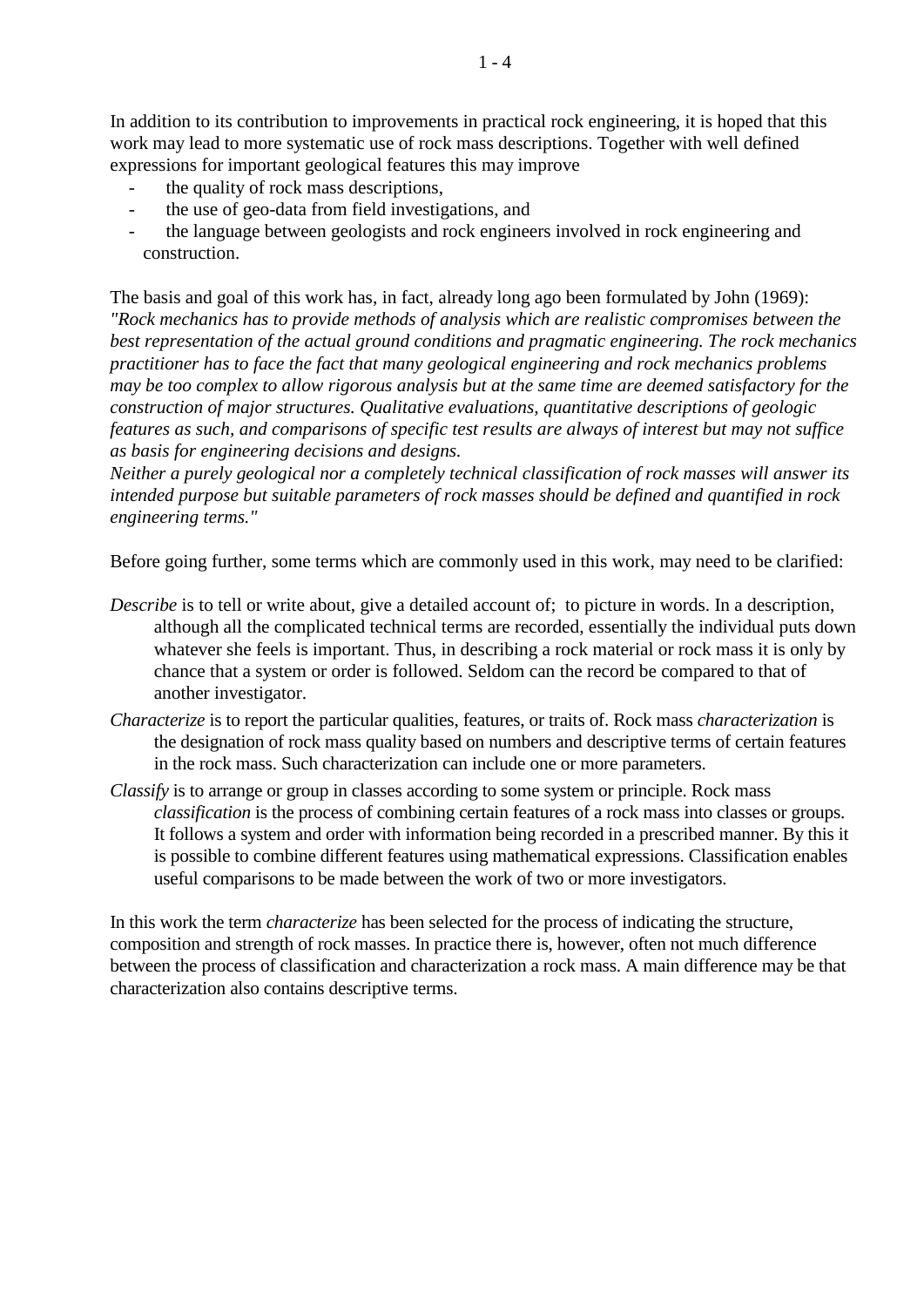In addition to its contribution to improvements in practical rock engineering, it is hoped that this work may lead to more systematic use of rock mass descriptions. Together with well defined expressions for important geological features this may improve

- the quality of rock mass descriptions,
- the use of geo-data from field investigations, and
- the language between geologists and rock engineers involved in rock engineering and construction.

The basis and goal of this work has, in fact, already long ago been formulated by John (1969):
*"Rock mechanics has to provide methods of analysis which are realistic compromises between the best representation of the actual ground conditions and pragmatic engineering. The rock mechanics practitioner has to face the fact that many geological engineering and rock mechanics problems may be too complex to allow rigorous analysis but at the same time are deemed satisfactory for the construction of major structures. Qualitative evaluations, quantitative descriptions of geologic features as such, and comparisons of specific test results are always of interest but may not suffice as basis for engineering decisions and designs.*
*Neither a purely geological nor a completely technical classification of rock masses will answer its intended purpose but suitable parameters of rock masses should be defined and quantified in rock engineering terms."*

Before going further, some terms which are commonly used in this work, may need to be clarified:

*Describe* is to tell or write about, give a detailed account of; to picture in words. In a description, although all the complicated technical terms are recorded, essentially the individual puts down whatever she feels is important. Thus, in describing a rock material or rock mass it is only by chance that a system or order is followed. Seldom can the record be compared to that of another investigator.

*Characterize* is to report the particular qualities, features, or traits of. Rock mass *characterization* is the designation of rock mass quality based on numbers and descriptive terms of certain features in the rock mass. Such characterization can include one or more parameters.

*Classify* is to arrange or group in classes according to some system or principle. Rock mass *classification* is the process of combining certain features of a rock mass into classes or groups. It follows a system and order with information being recorded in a prescribed manner. By this it is possible to combine different features using mathematical expressions. Classification enables useful comparisons to be made between the work of two or more investigators.

In this work the term *characterize* has been selected for the process of indicating the structure, composition and strength of rock masses. In practice there is, however, often not much difference between the process of classification and characterization a rock mass. A main difference may be that characterization also contains descriptive terms.